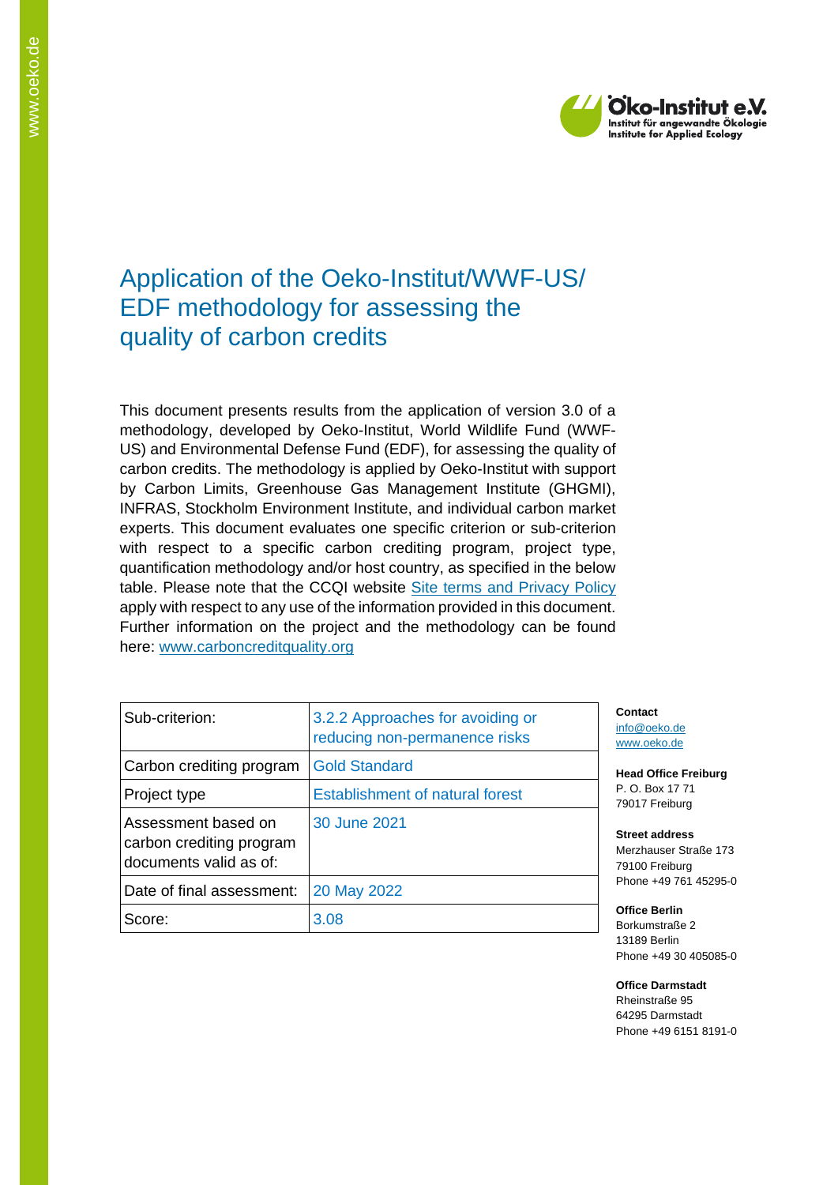# Application of the Oeko-Institut/WWF-US/ EDF methodology for assessing the quality of carbon credits

This document presents results from the application of version 3.0 of a methodology, developed by Oeko-Institut, World Wildlife Fund (WWF-US) and Environmental Defense Fund (EDF), for assessing the quality of carbon credits. The methodology is applied by Oeko-Institut with support by Carbon Limits, Greenhouse Gas Management Institute (GHGMI), INFRAS, Stockholm Environment Institute, and individual carbon market experts. This document evaluates one specific criterion or sub-criterion with respect to a specific carbon crediting program, project type, quantification methodology and/or host country, as specified in the below table. Please note that the CCQI website [Site terms and Privacy Policy] apply with respect to any use of the information provided in this document. Further information on the project and the methodology can be found here: [www.carboncreditquality.org]

| Sub-criterion: | 3.2.2 Approaches for avoiding or reducing non-permanence risks |
|---|---|
| Carbon crediting program | Gold Standard |
| Project type | Establishment of natural forest |
| Assessment based on carbon crediting program documents valid as of: | 30 June 2021 |
| Date of final assessment: | 20 May 2022 |
| Score: | 3.08 |

**Contact**
info@oeko.de
www.oeko.de

**Head Office Freiburg**
P. O. Box 17 71
79017 Freiburg

**Street address**
Merzhauser Straße 173
79100 Freiburg
Phone +49 761 45295-0

**Office Berlin**
Borkumstraße 2
13189 Berlin
Phone +49 30 405085-0

**Office Darmstadt**
Rheinstraße 95
64295 Darmstadt
Phone +49 6151 8191-0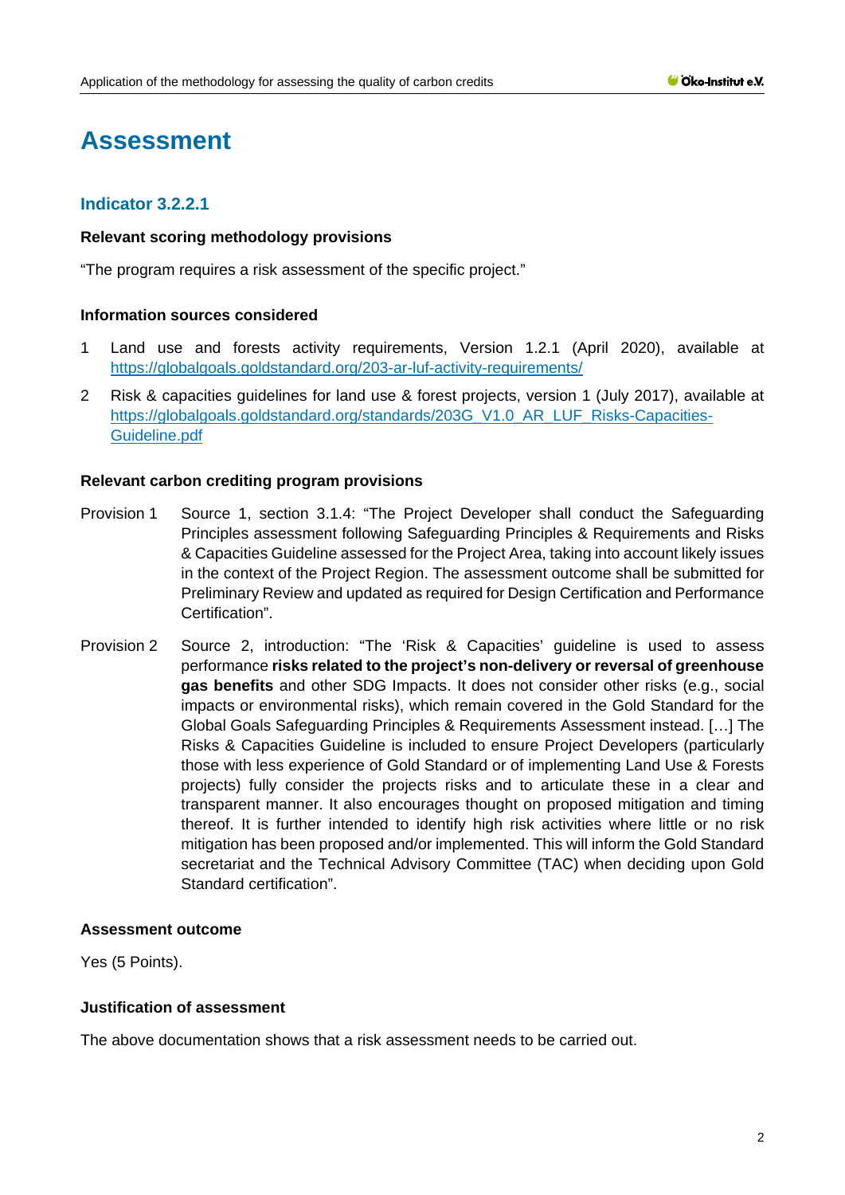# Assessment

## Indicator 3.2.2.1

**Relevant scoring methodology provisions**

"The program requires a risk assessment of the specific project."

**Information sources considered**

1. Land use and forests activity requirements, Version 1.2.1 (April 2020), available at https://globalgoals.goldstandard.org/203-ar-luf-activity-requirements/
2. Risk & capacities guidelines for land use & forest projects, version 1 (July 2017), available at https://globalgoals.goldstandard.org/standards/203G_V1.0_AR_LUF_Risks-Capacities-Guideline.pdf

**Relevant carbon crediting program provisions**

Provision 1 Source 1, section 3.1.4: "The Project Developer shall conduct the Safeguarding Principles assessment following Safeguarding Principles & Requirements and Risks & Capacities Guideline assessed for the Project Area, taking into account likely issues in the context of the Project Region. The assessment outcome shall be submitted for Preliminary Review and updated as required for Design Certification and Performance Certification".

Provision 2 Source 2, introduction: "The 'Risk & Capacities' guideline is used to assess performance **risks related to the project's non-delivery or reversal of greenhouse gas benefits** and other SDG Impacts. It does not consider other risks (e.g., social impacts or environmental risks), which remain covered in the Gold Standard for the Global Goals Safeguarding Principles & Requirements Assessment instead. […] The Risks & Capacities Guideline is included to ensure Project Developers (particularly those with less experience of Gold Standard or of implementing Land Use & Forests projects) fully consider the projects risks and to articulate these in a clear and transparent manner. It also encourages thought on proposed mitigation and timing thereof. It is further intended to identify high risk activities where little or no risk mitigation has been proposed and/or implemented. This will inform the Gold Standard secretariat and the Technical Advisory Committee (TAC) when deciding upon Gold Standard certification".

**Assessment outcome**

Yes (5 Points).

**Justification of assessment**

The above documentation shows that a risk assessment needs to be carried out.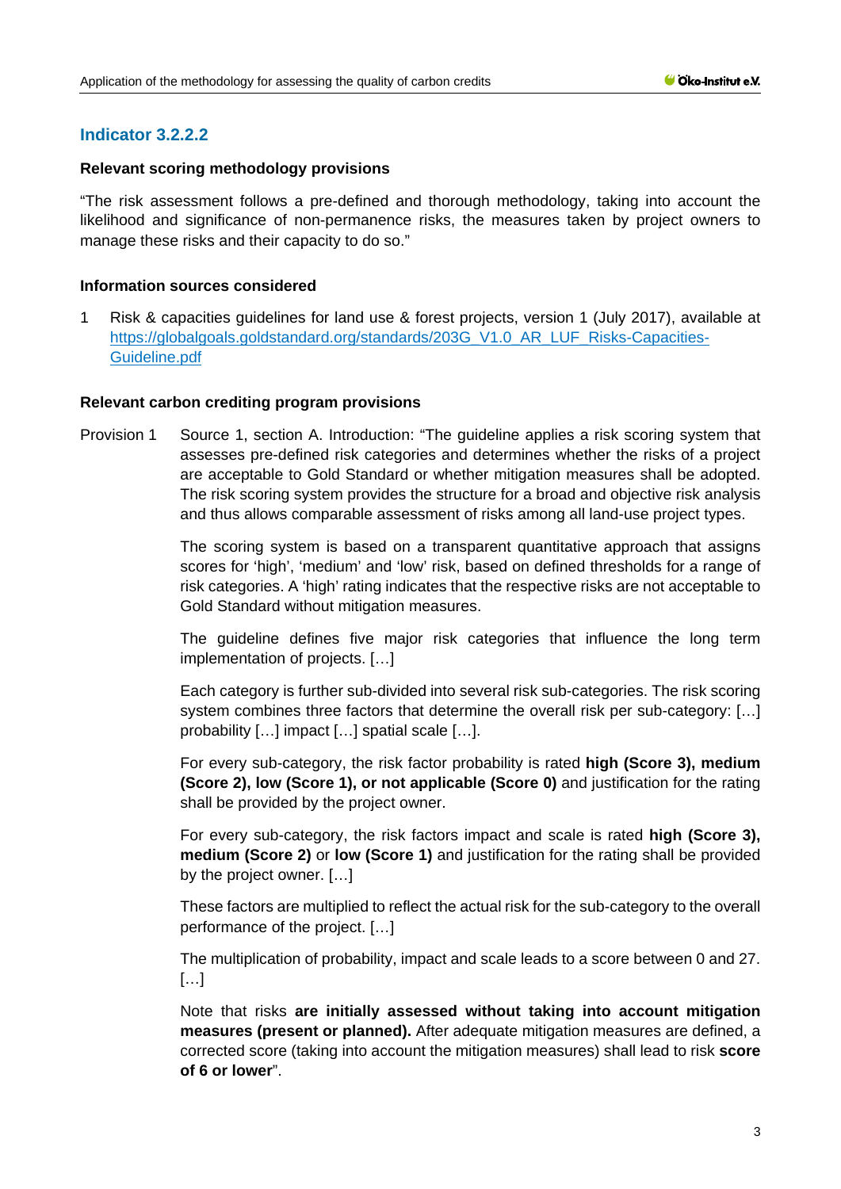## Indicator 3.2.2.2

**Relevant scoring methodology provisions**

"The risk assessment follows a pre-defined and thorough methodology, taking into account the likelihood and significance of non-permanence risks, the measures taken by project owners to manage these risks and their capacity to do so."

**Information sources considered**

1 Risk & capacities guidelines for land use & forest projects, version 1 (July 2017), available at [https://globalgoals.goldstandard.org/standards/203G_V1.0_AR_LUF_Risks-Capacities-Guideline.pdf](https://globalgoals.goldstandard.org/standards/203G_V1.0_AR_LUF_Risks-Capacities-Guideline.pdf)

**Relevant carbon crediting program provisions**

Provision 1 Source 1, section A. Introduction: "The guideline applies a risk scoring system that assesses pre-defined risk categories and determines whether the risks of a project are acceptable to Gold Standard or whether mitigation measures shall be adopted. The risk scoring system provides the structure for a broad and objective risk analysis and thus allows comparable assessment of risks among all land-use project types.

The scoring system is based on a transparent quantitative approach that assigns scores for 'high', 'medium' and 'low' risk, based on defined thresholds for a range of risk categories. A 'high' rating indicates that the respective risks are not acceptable to Gold Standard without mitigation measures.

The guideline defines five major risk categories that influence the long term implementation of projects. […]

Each category is further sub-divided into several risk sub-categories. The risk scoring system combines three factors that determine the overall risk per sub-category: […] probability […] impact […] spatial scale […].

For every sub-category, the risk factor probability is rated **high (Score 3), medium (Score 2), low (Score 1), or not applicable (Score 0)** and justification for the rating shall be provided by the project owner.

For every sub-category, the risk factors impact and scale is rated **high (Score 3), medium (Score 2)** or **low (Score 1)** and justification for the rating shall be provided by the project owner. […]

These factors are multiplied to reflect the actual risk for the sub-category to the overall performance of the project. […]

The multiplication of probability, impact and scale leads to a score between 0 and 27. […]

Note that risks **are initially assessed without taking into account mitigation measures (present or planned).** After adequate mitigation measures are defined, a corrected score (taking into account the mitigation measures) shall lead to risk **score of 6 or lower**".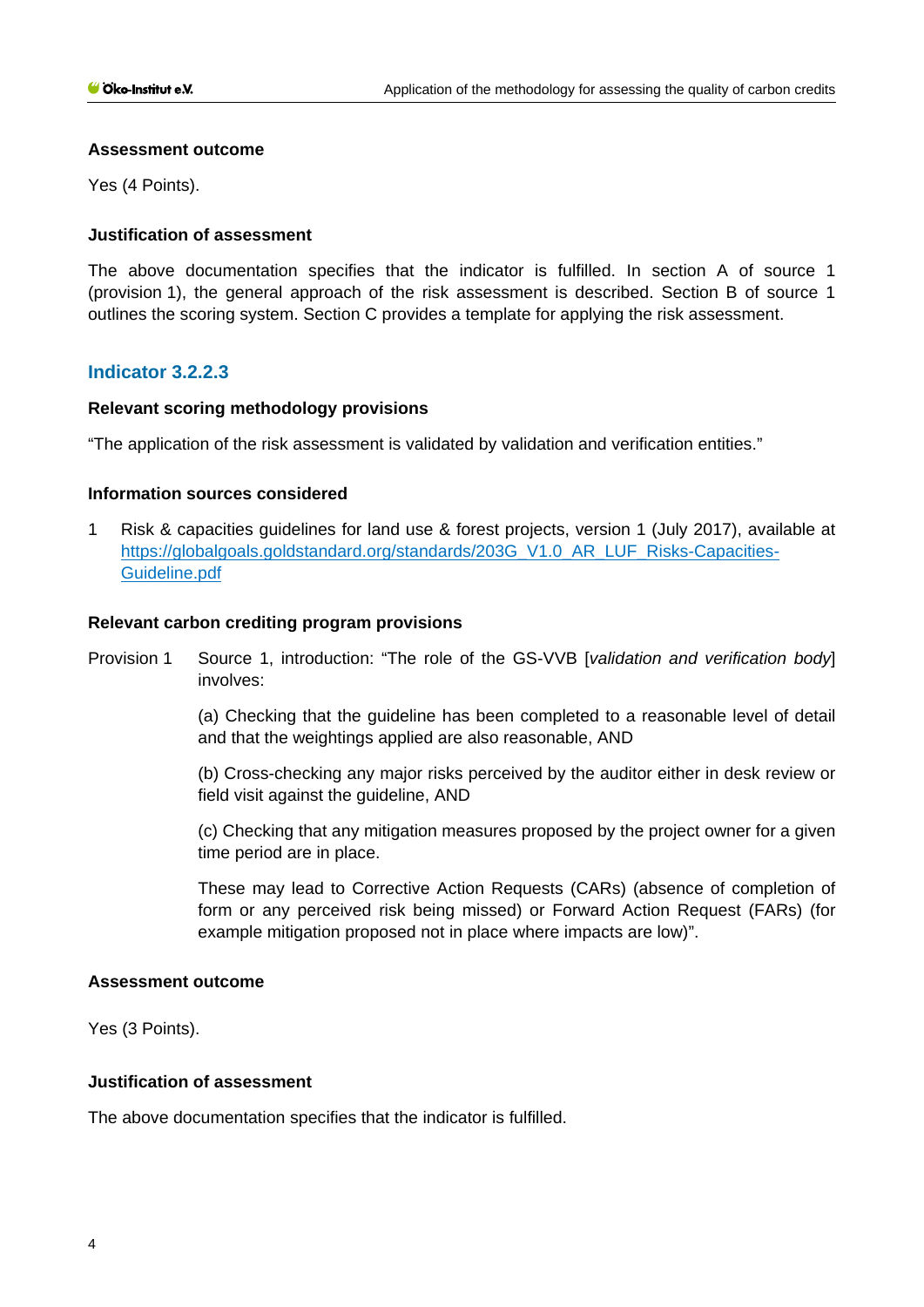**Assessment outcome**

Yes (4 Points).

**Justification of assessment**

The above documentation specifies that the indicator is fulfilled. In section A of source 1 (provision 1), the general approach of the risk assessment is described. Section B of source 1 outlines the scoring system. Section C provides a template for applying the risk assessment.

## Indicator 3.2.2.3

**Relevant scoring methodology provisions**

"The application of the risk assessment is validated by validation and verification entities."

**Information sources considered**

1 Risk & capacities guidelines for land use & forest projects, version 1 (July 2017), available at https://globalgoals.goldstandard.org/standards/203G_V1.0_AR_LUF_Risks-Capacities-Guideline.pdf

**Relevant carbon crediting program provisions**

Provision 1 Source 1, introduction: "The role of the GS-VVB [*validation and verification body*] involves:

(a) Checking that the guideline has been completed to a reasonable level of detail and that the weightings applied are also reasonable, AND

(b) Cross-checking any major risks perceived by the auditor either in desk review or field visit against the guideline, AND

(c) Checking that any mitigation measures proposed by the project owner for a given time period are in place.

These may lead to Corrective Action Requests (CARs) (absence of completion of form or any perceived risk being missed) or Forward Action Request (FARs) (for example mitigation proposed not in place where impacts are low)".

**Assessment outcome**

Yes (3 Points).

**Justification of assessment**

The above documentation specifies that the indicator is fulfilled.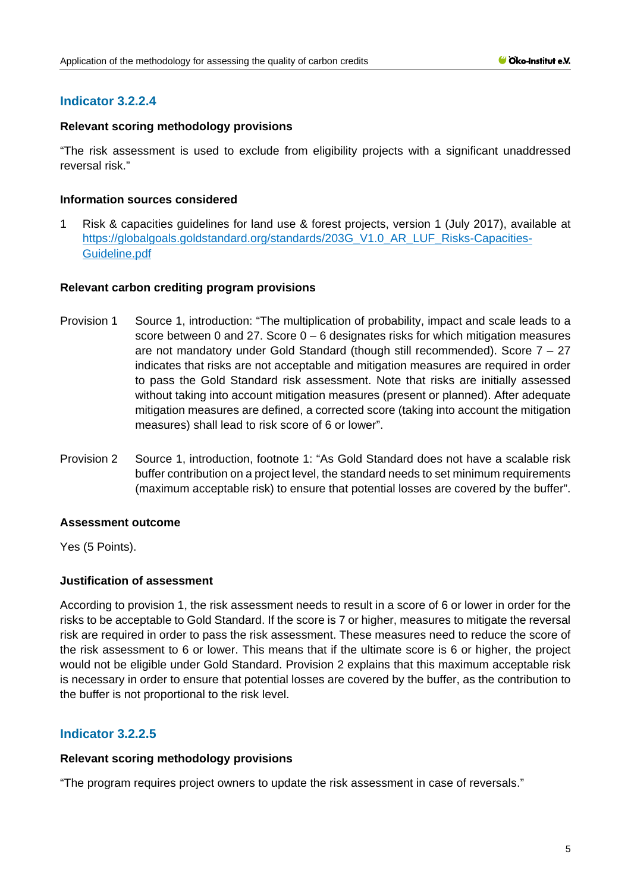## Indicator 3.2.2.4

**Relevant scoring methodology provisions**

"The risk assessment is used to exclude from eligibility projects with a significant unaddressed reversal risk."

**Information sources considered**

1 Risk & capacities guidelines for land use & forest projects, version 1 (July 2017), available at https://globalgoals.goldstandard.org/standards/203G_V1.0_AR_LUF_Risks-Capacities-Guideline.pdf

**Relevant carbon crediting program provisions**

Provision 1 Source 1, introduction: "The multiplication of probability, impact and scale leads to a score between 0 and 27. Score 0 – 6 designates risks for which mitigation measures are not mandatory under Gold Standard (though still recommended). Score 7 – 27 indicates that risks are not acceptable and mitigation measures are required in order to pass the Gold Standard risk assessment. Note that risks are initially assessed without taking into account mitigation measures (present or planned). After adequate mitigation measures are defined, a corrected score (taking into account the mitigation measures) shall lead to risk score of 6 or lower".

Provision 2 Source 1, introduction, footnote 1: "As Gold Standard does not have a scalable risk buffer contribution on a project level, the standard needs to set minimum requirements (maximum acceptable risk) to ensure that potential losses are covered by the buffer".

**Assessment outcome**

Yes (5 Points).

**Justification of assessment**

According to provision 1, the risk assessment needs to result in a score of 6 or lower in order for the risks to be acceptable to Gold Standard. If the score is 7 or higher, measures to mitigate the reversal risk are required in order to pass the risk assessment. These measures need to reduce the score of the risk assessment to 6 or lower. This means that if the ultimate score is 6 or higher, the project would not be eligible under Gold Standard. Provision 2 explains that this maximum acceptable risk is necessary in order to ensure that potential losses are covered by the buffer, as the contribution to the buffer is not proportional to the risk level.

## Indicator 3.2.2.5

**Relevant scoring methodology provisions**

"The program requires project owners to update the risk assessment in case of reversals."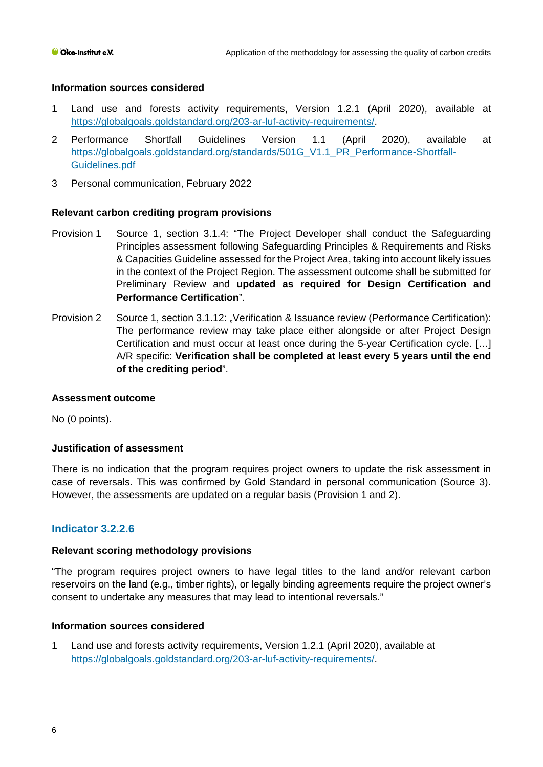**Information sources considered**

1. Land use and forests activity requirements, Version 1.2.1 (April 2020), available at https://globalgoals.goldstandard.org/203-ar-luf-activity-requirements/.
2. Performance Shortfall Guidelines Version 1.1 (April 2020), available at https://globalgoals.goldstandard.org/standards/501G_V1.1_PR_Performance-Shortfall-Guidelines.pdf
3. Personal communication, February 2022

**Relevant carbon crediting program provisions**

Provision 1 Source 1, section 3.1.4: "The Project Developer shall conduct the Safeguarding Principles assessment following Safeguarding Principles & Requirements and Risks & Capacities Guideline assessed for the Project Area, taking into account likely issues in the context of the Project Region. The assessment outcome shall be submitted for Preliminary Review and **updated as required for Design Certification and Performance Certification**".

Provision 2 Source 1, section 3.1.12: „Verification & Issuance review (Performance Certification): The performance review may take place either alongside or after Project Design Certification and must occur at least once during the 5-year Certification cycle. […] A/R specific: **Verification shall be completed at least every 5 years until the end of the crediting period**".

**Assessment outcome**

No (0 points).

**Justification of assessment**

There is no indication that the program requires project owners to update the risk assessment in case of reversals. This was confirmed by Gold Standard in personal communication (Source 3). However, the assessments are updated on a regular basis (Provision 1 and 2).

### Indicator 3.2.2.6

**Relevant scoring methodology provisions**

"The program requires project owners to have legal titles to the land and/or relevant carbon reservoirs on the land (e.g., timber rights), or legally binding agreements require the project owner's consent to undertake any measures that may lead to intentional reversals."

**Information sources considered**

1. Land use and forests activity requirements, Version 1.2.1 (April 2020), available at https://globalgoals.goldstandard.org/203-ar-luf-activity-requirements/.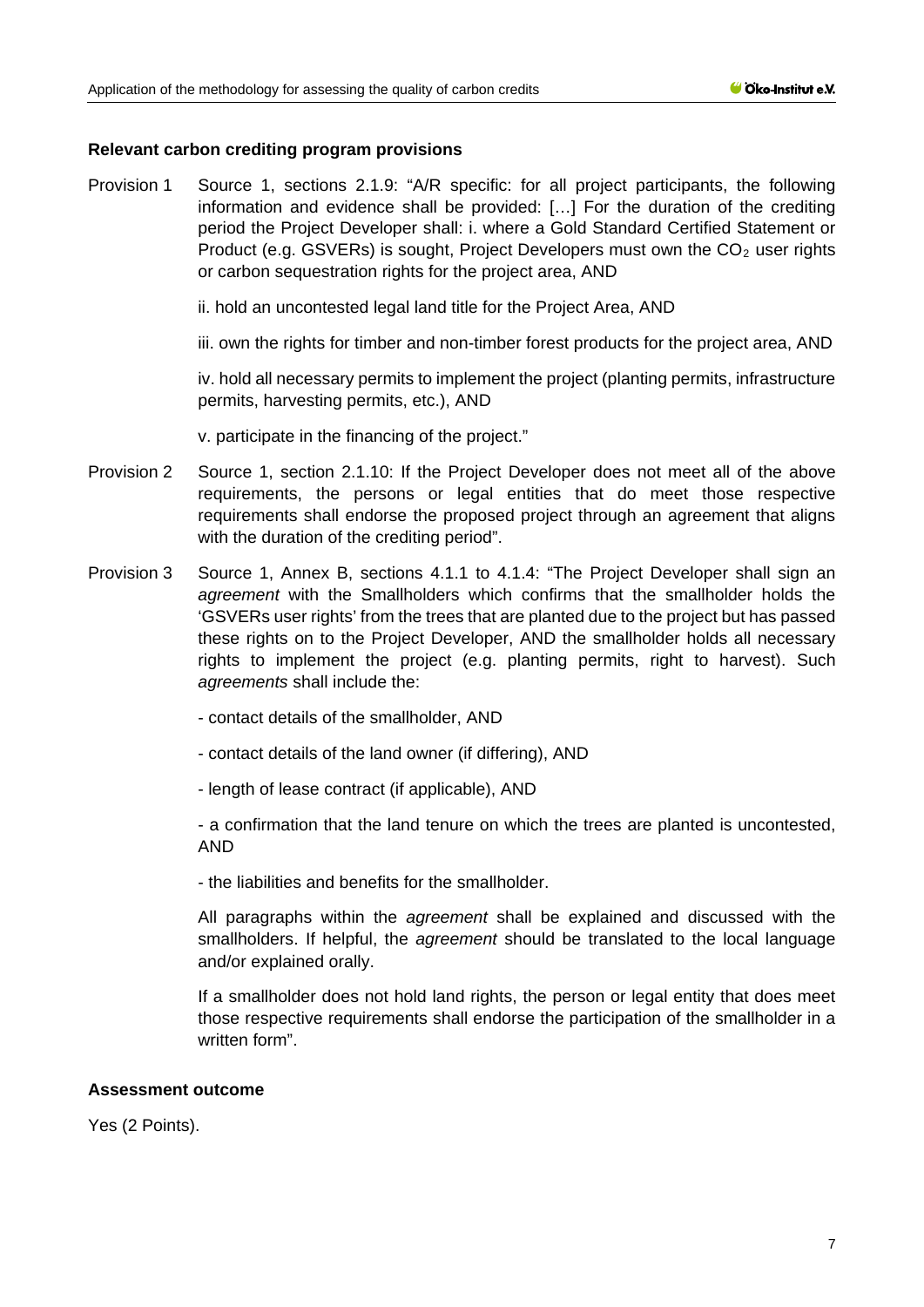**Relevant carbon crediting program provisions**

Provision 1 Source 1, sections 2.1.9: "A/R specific: for all project participants, the following information and evidence shall be provided: […] For the duration of the crediting period the Project Developer shall: i. where a Gold Standard Certified Statement or Product (e.g. GSVERs) is sought, Project Developers must own the $CO_2$ user rights or carbon sequestration rights for the project area, AND

ii. hold an uncontested legal land title for the Project Area, AND

iii. own the rights for timber and non-timber forest products for the project area, AND

iv. hold all necessary permits to implement the project (planting permits, infrastructure permits, harvesting permits, etc.), AND

v. participate in the financing of the project."

Provision 2 Source 1, section 2.1.10: If the Project Developer does not meet all of the above requirements, the persons or legal entities that do meet those respective requirements shall endorse the proposed project through an agreement that aligns with the duration of the crediting period".

Provision 3 Source 1, Annex B, sections 4.1.1 to 4.1.4: "The Project Developer shall sign an *agreement* with the Smallholders which confirms that the smallholder holds the 'GSVERs user rights' from the trees that are planted due to the project but has passed these rights on to the Project Developer, AND the smallholder holds all necessary rights to implement the project (e.g. planting permits, right to harvest). Such *agreements* shall include the:

- contact details of the smallholder, AND

- contact details of the land owner (if differing), AND

- length of lease contract (if applicable), AND

- a confirmation that the land tenure on which the trees are planted is uncontested, AND

- the liabilities and benefits for the smallholder.

All paragraphs within the *agreement* shall be explained and discussed with the smallholders. If helpful, the *agreement* should be translated to the local language and/or explained orally.

If a smallholder does not hold land rights, the person or legal entity that does meet those respective requirements shall endorse the participation of the smallholder in a written form".

**Assessment outcome**

Yes (2 Points).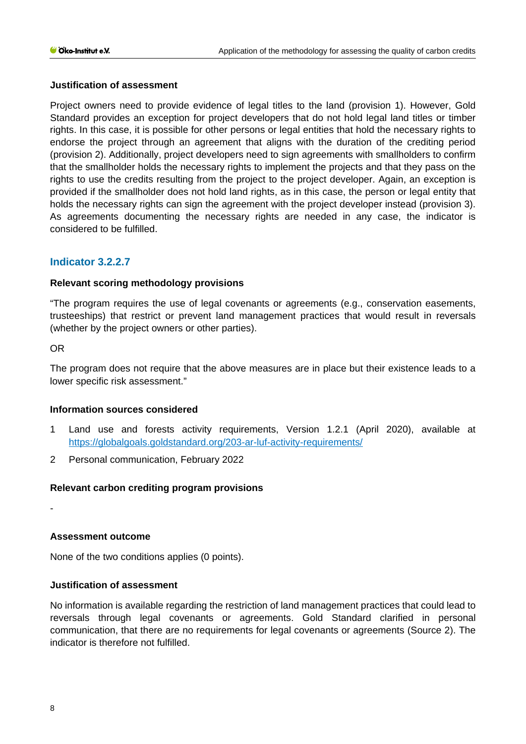#### Justification of assessment

Project owners need to provide evidence of legal titles to the land (provision 1). However, Gold Standard provides an exception for project developers that do not hold legal land titles or timber rights. In this case, it is possible for other persons or legal entities that hold the necessary rights to endorse the project through an agreement that aligns with the duration of the crediting period (provision 2). Additionally, project developers need to sign agreements with smallholders to confirm that the smallholder holds the necessary rights to implement the projects and that they pass on the rights to use the credits resulting from the project to the project developer. Again, an exception is provided if the smallholder does not hold land rights, as in this case, the person or legal entity that holds the necessary rights can sign the agreement with the project developer instead (provision 3). As agreements documenting the necessary rights are needed in any case, the indicator is considered to be fulfilled.

### Indicator 3.2.2.7

#### Relevant scoring methodology provisions

"The program requires the use of legal covenants or agreements (e.g., conservation easements, trusteeships) that restrict or prevent land management practices that would result in reversals (whether by the project owners or other parties).

OR

The program does not require that the above measures are in place but their existence leads to a lower specific risk assessment."

#### Information sources considered

1. Land use and forests activity requirements, Version 1.2.1 (April 2020), available at https://globalgoals.goldstandard.org/203-ar-luf-activity-requirements/
2. Personal communication, February 2022

#### Relevant carbon crediting program provisions

-

#### Assessment outcome

None of the two conditions applies (0 points).

#### Justification of assessment

No information is available regarding the restriction of land management practices that could lead to reversals through legal covenants or agreements. Gold Standard clarified in personal communication, that there are no requirements for legal covenants or agreements (Source 2). The indicator is therefore not fulfilled.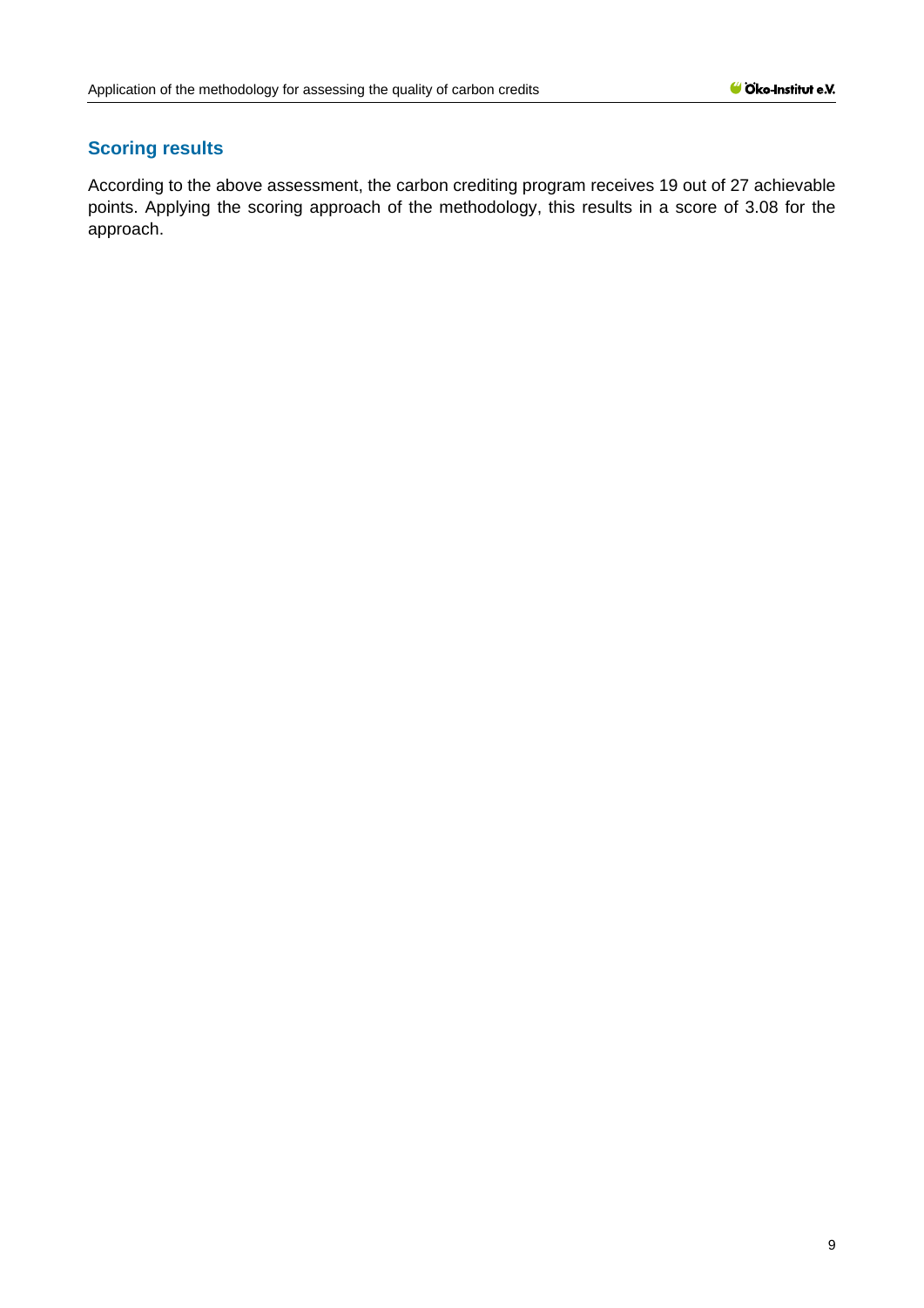## Scoring results

According to the above assessment, the carbon crediting program receives 19 out of 27 achievable points. Applying the scoring approach of the methodology, this results in a score of 3.08 for the approach.